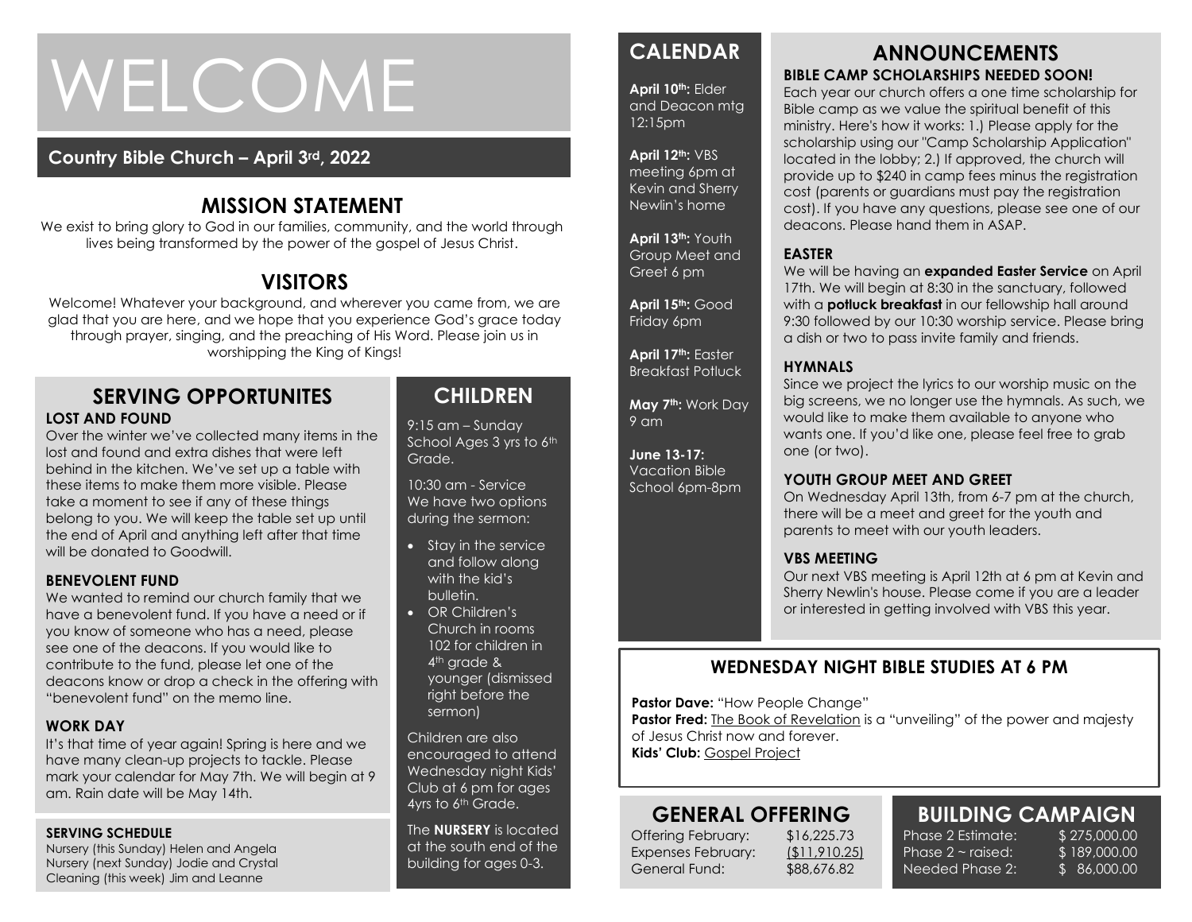# WELCOME

**Country Bible Church – April 3rd, 2022**

## MISSION STATEMENT

We exist to bring glory to God in our families, community, and the world through lives being transformed by the power of the gospel of Jesus Christ.

## VISITORS

Welcome! Whatever your background, and wherever you came from, we are glad that you are here, and we hope that you experience God's grace today through prayer, singing, and the preaching of His Word. Please join us in worshipping the King of Kings!

## SERVING OPPORTUNITES

### LOST AND FOUND

Over the winter we've collected many items in the lost and found and extra dishes that were left behind in the kitchen. We've set up a table with these items to make them more visible. Please take a moment to see if any of these things belong to you. We will keep the table set up until the end of April and anything left after that time will be donated to Goodwill.

### BENEVOLENT FUND

We wanted to remind our church family that we have a benevolent fund. If you have a need or if you know of someone who has a need, please see one of the deacons. If you would like to contribute to the fund, please let one of the deacons know or drop a check in the offering with "benevolent fund" on the memo line.

### WORK DAY

It's that time of year again! Spring is here and we have many clean-up projects to tackle. Please mark your calendar for May 7th. We will begin at 9 am. Rain date will be May 14th.

### SERVING SCHEDULE

Nursery (this Sunday) Helen and Angela
Nursery (next Sunday) Jodie and Crystal
Cleaning (this week) Jim and Leanne

## CHILDREN

9:15 am – Sunday School Ages 3 yrs to 6th Grade.

10:30 am - Service
We have two options during the sermon:

- Stay in the service and follow along with the kid's bulletin.
- OR Children's Church in rooms 102 for children in 4th grade & younger (dismissed right before the sermon)

Children are also encouraged to attend Wednesday night Kids' Club at 6 pm for ages 4yrs to 6th Grade.

The **NURSERY** is located at the south end of the building for ages 0-3.

## CALENDAR

**April 10th:** Elder and Deacon mtg 12:15pm

**April 12th:** VBS meeting 6pm at Kevin and Sherry Newlin's home

**April 13th:** Youth Group Meet and Greet 6 pm

**April 15th:** Good Friday 6pm

**April 17th:** Easter Breakfast Potluck

**May 7th:** Work Day 9 am

**June 13-17:** Vacation Bible School 6pm-8pm

## ANNOUNCEMENTS

### BIBLE CAMP SCHOLARSHIPS NEEDED SOON!

Each year our church offers a one time scholarship for Bible camp as we value the spiritual benefit of this ministry. Here's how it works: 1.) Please apply for the scholarship using our "Camp Scholarship Application" located in the lobby; 2.) If approved, the church will provide up to $240 in camp fees minus the registration cost (parents or guardians must pay the registration cost). If you have any questions, please see one of our deacons. Please hand them in ASAP.

### EASTER

We will be having an **expanded Easter Service** on April 17th. We will begin at 8:30 in the sanctuary, followed with a **potluck breakfast** in our fellowship hall around 9:30 followed by our 10:30 worship service. Please bring a dish or two to pass invite family and friends.

### HYMNALS

Since we project the lyrics to our worship music on the big screens, we no longer use the hymnals. As such, we would like to make them available to anyone who wants one. If you'd like one, please feel free to grab one (or two).

### YOUTH GROUP MEET AND GREET

On Wednesday April 13th, from 6-7 pm at the church, there will be a meet and greet for the youth and parents to meet with our youth leaders.

### VBS MEETING

Our next VBS meeting is April 12th at 6 pm at Kevin and Sherry Newlin's house. Please come if you are a leader or interested in getting involved with VBS this year.

## WEDNESDAY NIGHT BIBLE STUDIES AT 6 PM

**Pastor Dave:** "How People Change"
**Pastor Fred:** The Book of Revelation is a "unveiling" of the power and majesty of Jesus Christ now and forever.
**Kids' Club:** Gospel Project

## GENERAL OFFERING

| | |
|---|---|
| Offering February: | $16,225.73 |
| Expenses February: | ($11,910.25) |
| General Fund: | $88,676.82 |

## BUILDING CAMPAIGN

| | |
|---|---|
| Phase 2 Estimate: | $ 275,000.00 |
| Phase 2 ~ raised: | $ 189,000.00 |
| Needed Phase 2: | $ 86,000.00 |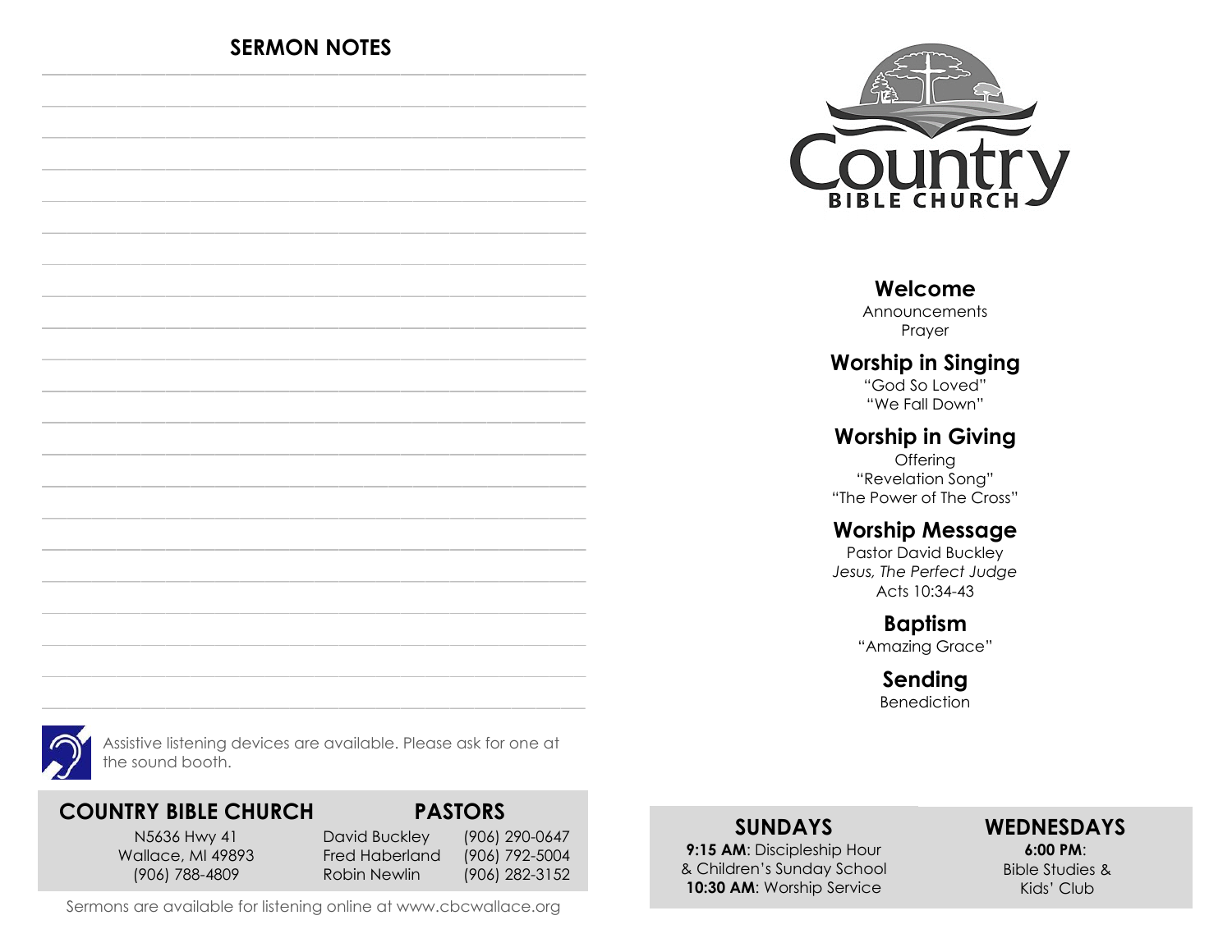## SERMON NOTES

Assistive listening devices are available. Please ask for one at the sound booth.

### COUNTRY BIBLE CHURCH

N5636 Hwy 41
Wallace, MI 49893
(906) 788-4809

### PASTORS

| | |
|---|---|
| David Buckley | (906) 290-0647 |
| Fred Haberland | (906) 792-5004 |
| Robin Newlin | (906) 282-3152 |

Sermons are available for listening online at www.cbcwallace.org

# Country BIBLE CHURCH

## Welcome

Announcements
Prayer

## Worship in Singing

"God So Loved"
"We Fall Down"

## Worship in Giving

Offering
"Revelation Song"
"The Power of The Cross"

## Worship Message

Pastor David Buckley
*Jesus, The Perfect Judge*
Acts 10:34-43

## Baptism

"Amazing Grace"

## Sending

Benediction

### SUNDAYS

**9:15 AM**: Discipleship Hour & Children's Sunday School
**10:30 AM**: Worship Service

### WEDNESDAYS

**6:00 PM**:
Bible Studies & Kids' Club